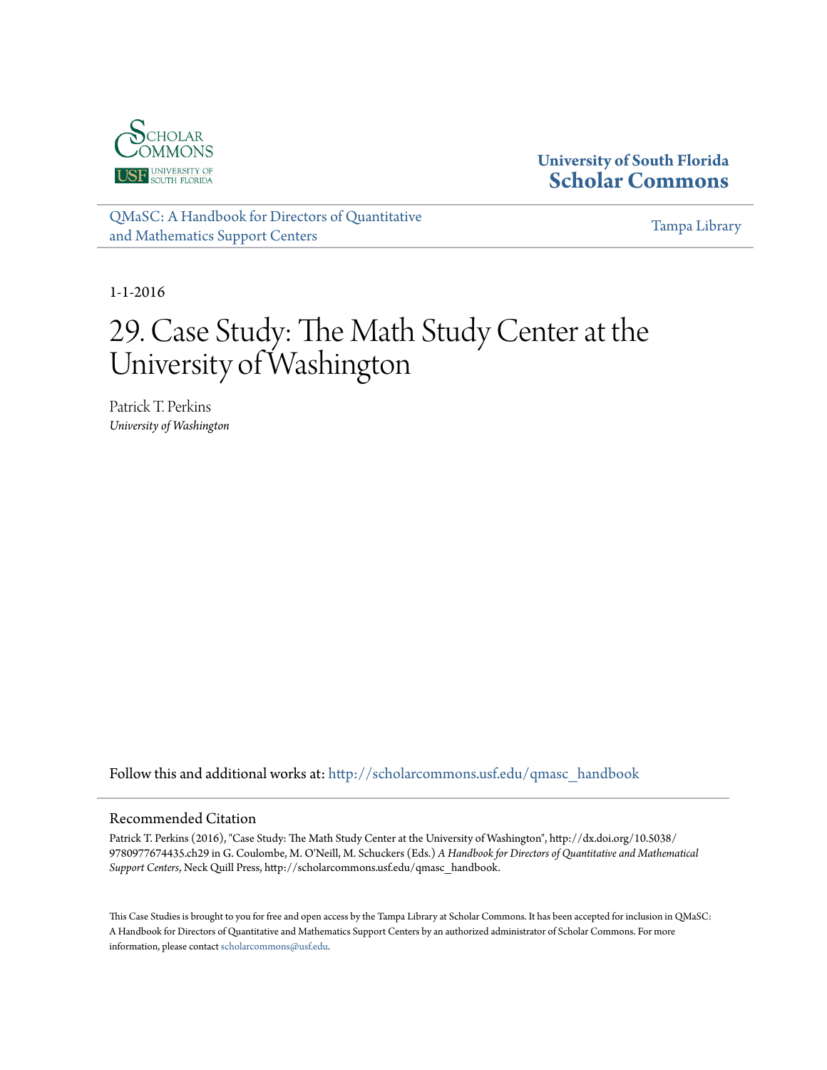University of South Florida
**Scholar Commons**

[QMaSC: A Handbook for Directors of Quantitative and Mathematics Support Centers](http://scholarcommons.usf.edu/qmasc_handbook)

Tampa Library

1-1-2016

# 29. Case Study: The Math Study Center at the University of Washington

Patrick T. Perkins
*University of Washington*

Follow this and additional works at: http://scholarcommons.usf.edu/qmasc_handbook

## Recommended Citation

Patrick T. Perkins (2016), "Case Study: The Math Study Center at the University of Washington", http://dx.doi.org/10.5038/9780977674435.ch29 in G. Coulombe, M. O'Neill, M. Schuckers (Eds.) *A Handbook for Directors of Quantitative and Mathematical Support Centers*, Neck Quill Press, http://scholarcommons.usf.edu/qmasc_handbook.

This Case Studies is brought to you for free and open access by the Tampa Library at Scholar Commons. It has been accepted for inclusion in QMaSC: A Handbook for Directors of Quantitative and Mathematics Support Centers by an authorized administrator of Scholar Commons. For more information, please contact scholarcommons@usf.edu.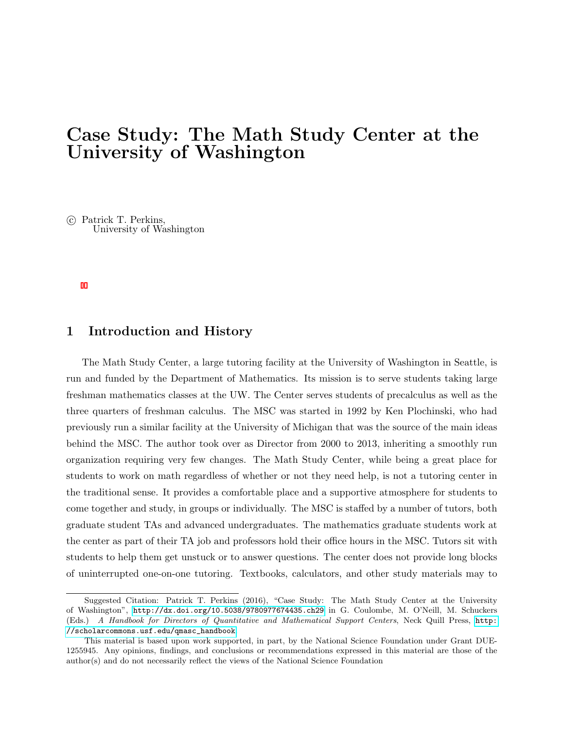# Case Study: The Math Study Center at the University of Washington

© Patrick T. Perkins,
University of Washington

## 1 Introduction and History

The Math Study Center, a large tutoring facility at the University of Washington in Seattle, is run and funded by the Department of Mathematics. Its mission is to serve students taking large freshman mathematics classes at the UW. The Center serves students of precalculus as well as the three quarters of freshman calculus. The MSC was started in 1992 by Ken Plochinski, who had previously run a similar facility at the University of Michigan that was the source of the main ideas behind the MSC. The author took over as Director from 2000 to 2013, inheriting a smoothly run organization requiring very few changes. The Math Study Center, while being a great place for students to work on math regardless of whether or not they need help, is not a tutoring center in the traditional sense. It provides a comfortable place and a supportive atmosphere for students to come together and study, in groups or individually. The MSC is staffed by a number of tutors, both graduate student TAs and advanced undergraduates. The mathematics graduate students work at the center as part of their TA job and professors hold their office hours in the MSC. Tutors sit with students to help them get unstuck or to answer questions. The center does not provide long blocks of uninterrupted one-on-one tutoring. Textbooks, calculators, and other study materials may to

---

Suggested Citation: Patrick T. Perkins (2016), "Case Study: The Math Study Center at the University of Washington", http://dx.doi.org/10.5038/9780977674435.ch29 in G. Coulombe, M. O'Neill, M. Schuckers (Eds.) *A Handbook for Directors of Quantitative and Mathematical Support Centers*, Neck Quill Press, http://scholarcommons.usf.edu/qmasc_handbook

This material is based upon work supported, in part, by the National Science Foundation under Grant DUE-1255945. Any opinions, findings, and conclusions or recommendations expressed in this material are those of the author(s) and do not necessarily reflect the views of the National Science Foundation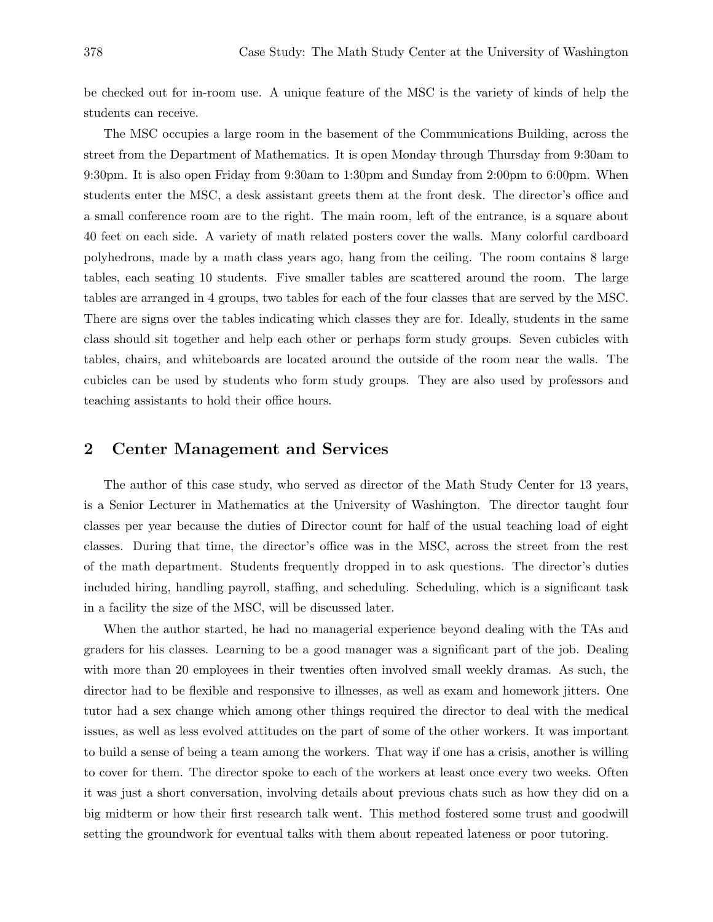be checked out for in-room use. A unique feature of the MSC is the variety of kinds of help the students can receive.

The MSC occupies a large room in the basement of the Communications Building, across the street from the Department of Mathematics. It is open Monday through Thursday from 9:30am to 9:30pm. It is also open Friday from 9:30am to 1:30pm and Sunday from 2:00pm to 6:00pm. When students enter the MSC, a desk assistant greets them at the front desk. The director's office and a small conference room are to the right. The main room, left of the entrance, is a square about 40 feet on each side. A variety of math related posters cover the walls. Many colorful cardboard polyhedrons, made by a math class years ago, hang from the ceiling. The room contains 8 large tables, each seating 10 students. Five smaller tables are scattered around the room. The large tables are arranged in 4 groups, two tables for each of the four classes that are served by the MSC. There are signs over the tables indicating which classes they are for. Ideally, students in the same class should sit together and help each other or perhaps form study groups. Seven cubicles with tables, chairs, and whiteboards are located around the outside of the room near the walls. The cubicles can be used by students who form study groups. They are also used by professors and teaching assistants to hold their office hours.

## 2 Center Management and Services

The author of this case study, who served as director of the Math Study Center for 13 years, is a Senior Lecturer in Mathematics at the University of Washington. The director taught four classes per year because the duties of Director count for half of the usual teaching load of eight classes. During that time, the director's office was in the MSC, across the street from the rest of the math department. Students frequently dropped in to ask questions. The director's duties included hiring, handling payroll, staffing, and scheduling. Scheduling, which is a significant task in a facility the size of the MSC, will be discussed later.

When the author started, he had no managerial experience beyond dealing with the TAs and graders for his classes. Learning to be a good manager was a significant part of the job. Dealing with more than 20 employees in their twenties often involved small weekly dramas. As such, the director had to be flexible and responsive to illnesses, as well as exam and homework jitters. One tutor had a sex change which among other things required the director to deal with the medical issues, as well as less evolved attitudes on the part of some of the other workers. It was important to build a sense of being a team among the workers. That way if one has a crisis, another is willing to cover for them. The director spoke to each of the workers at least once every two weeks. Often it was just a short conversation, involving details about previous chats such as how they did on a big midterm or how their first research talk went. This method fostered some trust and goodwill setting the groundwork for eventual talks with them about repeated lateness or poor tutoring.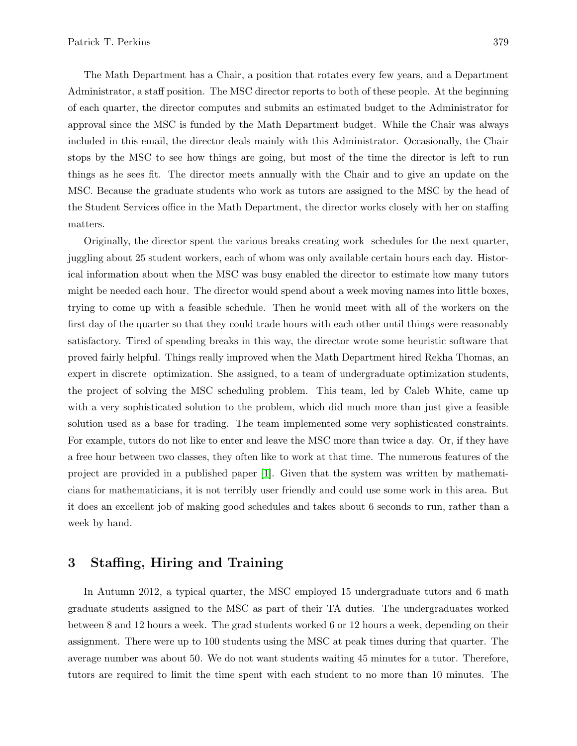The Math Department has a Chair, a position that rotates every few years, and a Department Administrator, a staff position. The MSC director reports to both of these people. At the beginning of each quarter, the director computes and submits an estimated budget to the Administrator for approval since the MSC is funded by the Math Department budget. While the Chair was always included in this email, the director deals mainly with this Administrator. Occasionally, the Chair stops by the MSC to see how things are going, but most of the time the director is left to run things as he sees fit. The director meets annually with the Chair and to give an update on the MSC. Because the graduate students who work as tutors are assigned to the MSC by the head of the Student Services office in the Math Department, the director works closely with her on staffing matters.

Originally, the director spent the various breaks creating work schedules for the next quarter, juggling about 25 student workers, each of whom was only available certain hours each day. Historical information about when the MSC was busy enabled the director to estimate how many tutors might be needed each hour. The director would spend about a week moving names into little boxes, trying to come up with a feasible schedule. Then he would meet with all of the workers on the first day of the quarter so that they could trade hours with each other until things were reasonably satisfactory. Tired of spending breaks in this way, the director wrote some heuristic software that proved fairly helpful. Things really improved when the Math Department hired Rekha Thomas, an expert in discrete optimization. She assigned, to a team of undergraduate optimization students, the project of solving the MSC scheduling problem. This team, led by Caleb White, came up with a very sophisticated solution to the problem, which did much more than just give a feasible solution used as a base for trading. The team implemented some very sophisticated constraints. For example, tutors do not like to enter and leave the MSC more than twice a day. Or, if they have a free hour between two classes, they often like to work at that time. The numerous features of the project are provided in a published paper [1]. Given that the system was written by mathematicians for mathematicians, it is not terribly user friendly and could use some work in this area. But it does an excellent job of making good schedules and takes about 6 seconds to run, rather than a week by hand.

## 3 Staffing, Hiring and Training

In Autumn 2012, a typical quarter, the MSC employed 15 undergraduate tutors and 6 math graduate students assigned to the MSC as part of their TA duties. The undergraduates worked between 8 and 12 hours a week. The grad students worked 6 or 12 hours a week, depending on their assignment. There were up to 100 students using the MSC at peak times during that quarter. The average number was about 50. We do not want students waiting 45 minutes for a tutor. Therefore, tutors are required to limit the time spent with each student to no more than 10 minutes. The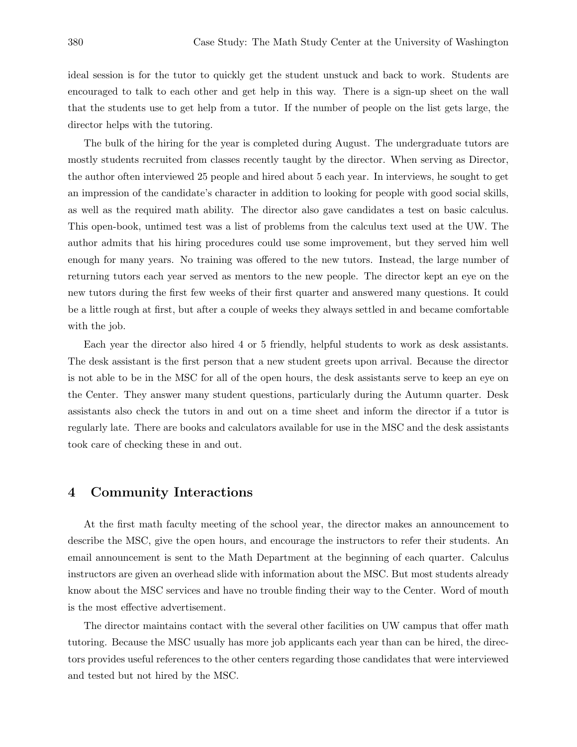ideal session is for the tutor to quickly get the student unstuck and back to work. Students are encouraged to talk to each other and get help in this way. There is a sign-up sheet on the wall that the students use to get help from a tutor. If the number of people on the list gets large, the director helps with the tutoring.

The bulk of the hiring for the year is completed during August. The undergraduate tutors are mostly students recruited from classes recently taught by the director. When serving as Director, the author often interviewed 25 people and hired about 5 each year. In interviews, he sought to get an impression of the candidate's character in addition to looking for people with good social skills, as well as the required math ability. The director also gave candidates a test on basic calculus. This open-book, untimed test was a list of problems from the calculus text used at the UW. The author admits that his hiring procedures could use some improvement, but they served him well enough for many years. No training was offered to the new tutors. Instead, the large number of returning tutors each year served as mentors to the new people. The director kept an eye on the new tutors during the first few weeks of their first quarter and answered many questions. It could be a little rough at first, but after a couple of weeks they always settled in and became comfortable with the job.

Each year the director also hired 4 or 5 friendly, helpful students to work as desk assistants. The desk assistant is the first person that a new student greets upon arrival. Because the director is not able to be in the MSC for all of the open hours, the desk assistants serve to keep an eye on the Center. They answer many student questions, particularly during the Autumn quarter. Desk assistants also check the tutors in and out on a time sheet and inform the director if a tutor is regularly late. There are books and calculators available for use in the MSC and the desk assistants took care of checking these in and out.

## 4 Community Interactions

At the first math faculty meeting of the school year, the director makes an announcement to describe the MSC, give the open hours, and encourage the instructors to refer their students. An email announcement is sent to the Math Department at the beginning of each quarter. Calculus instructors are given an overhead slide with information about the MSC. But most students already know about the MSC services and have no trouble finding their way to the Center. Word of mouth is the most effective advertisement.

The director maintains contact with the several other facilities on UW campus that offer math tutoring. Because the MSC usually has more job applicants each year than can be hired, the directors provides useful references to the other centers regarding those candidates that were interviewed and tested but not hired by the MSC.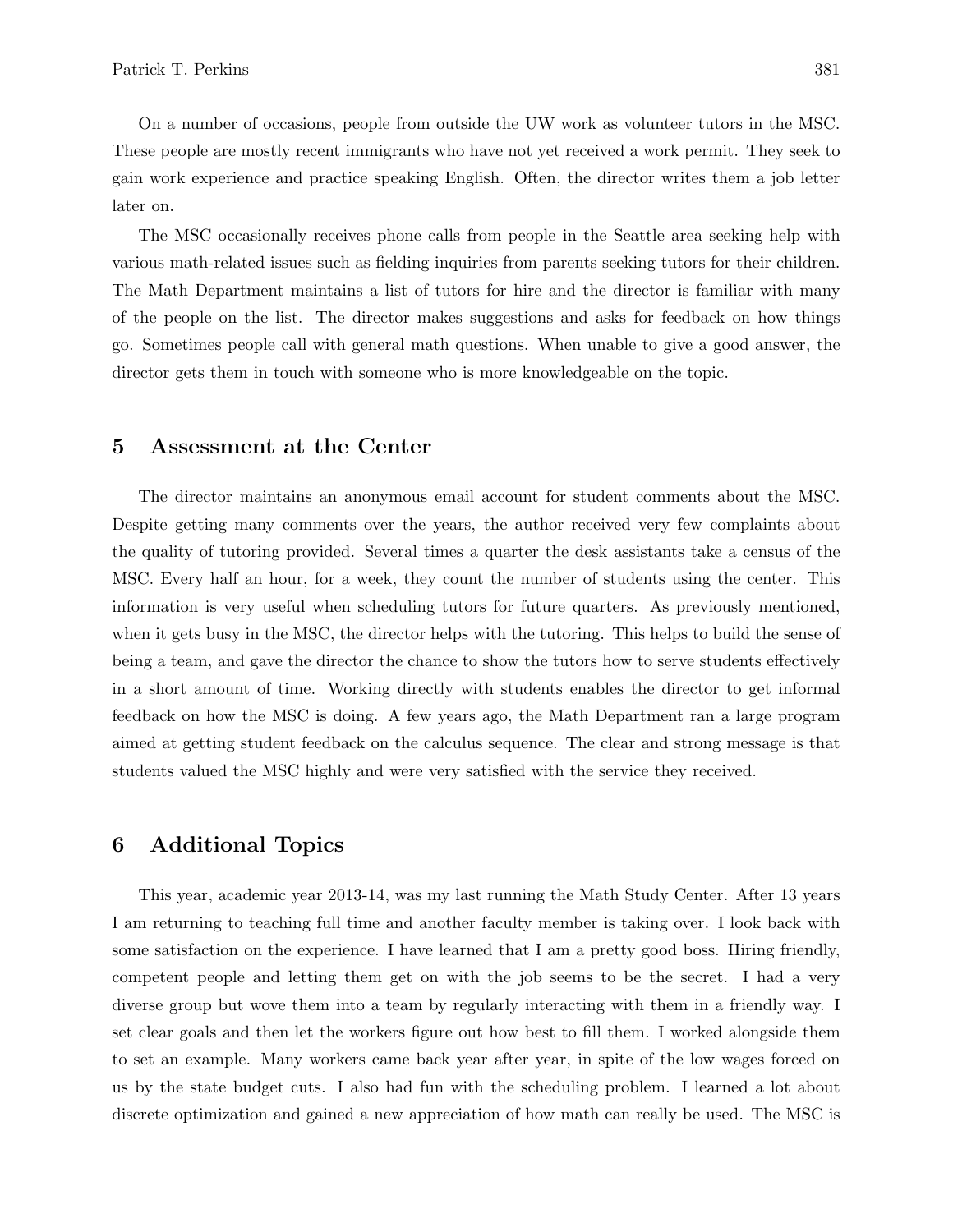On a number of occasions, people from outside the UW work as volunteer tutors in the MSC. These people are mostly recent immigrants who have not yet received a work permit. They seek to gain work experience and practice speaking English. Often, the director writes them a job letter later on.

The MSC occasionally receives phone calls from people in the Seattle area seeking help with various math-related issues such as fielding inquiries from parents seeking tutors for their children. The Math Department maintains a list of tutors for hire and the director is familiar with many of the people on the list. The director makes suggestions and asks for feedback on how things go. Sometimes people call with general math questions. When unable to give a good answer, the director gets them in touch with someone who is more knowledgeable on the topic.

## 5 Assessment at the Center

The director maintains an anonymous email account for student comments about the MSC. Despite getting many comments over the years, the author received very few complaints about the quality of tutoring provided. Several times a quarter the desk assistants take a census of the MSC. Every half an hour, for a week, they count the number of students using the center. This information is very useful when scheduling tutors for future quarters. As previously mentioned, when it gets busy in the MSC, the director helps with the tutoring. This helps to build the sense of being a team, and gave the director the chance to show the tutors how to serve students effectively in a short amount of time. Working directly with students enables the director to get informal feedback on how the MSC is doing. A few years ago, the Math Department ran a large program aimed at getting student feedback on the calculus sequence. The clear and strong message is that students valued the MSC highly and were very satisfied with the service they received.

## 6 Additional Topics

This year, academic year 2013-14, was my last running the Math Study Center. After 13 years I am returning to teaching full time and another faculty member is taking over. I look back with some satisfaction on the experience. I have learned that I am a pretty good boss. Hiring friendly, competent people and letting them get on with the job seems to be the secret. I had a very diverse group but wove them into a team by regularly interacting with them in a friendly way. I set clear goals and then let the workers figure out how best to fill them. I worked alongside them to set an example. Many workers came back year after year, in spite of the low wages forced on us by the state budget cuts. I also had fun with the scheduling problem. I learned a lot about discrete optimization and gained a new appreciation of how math can really be used. The MSC is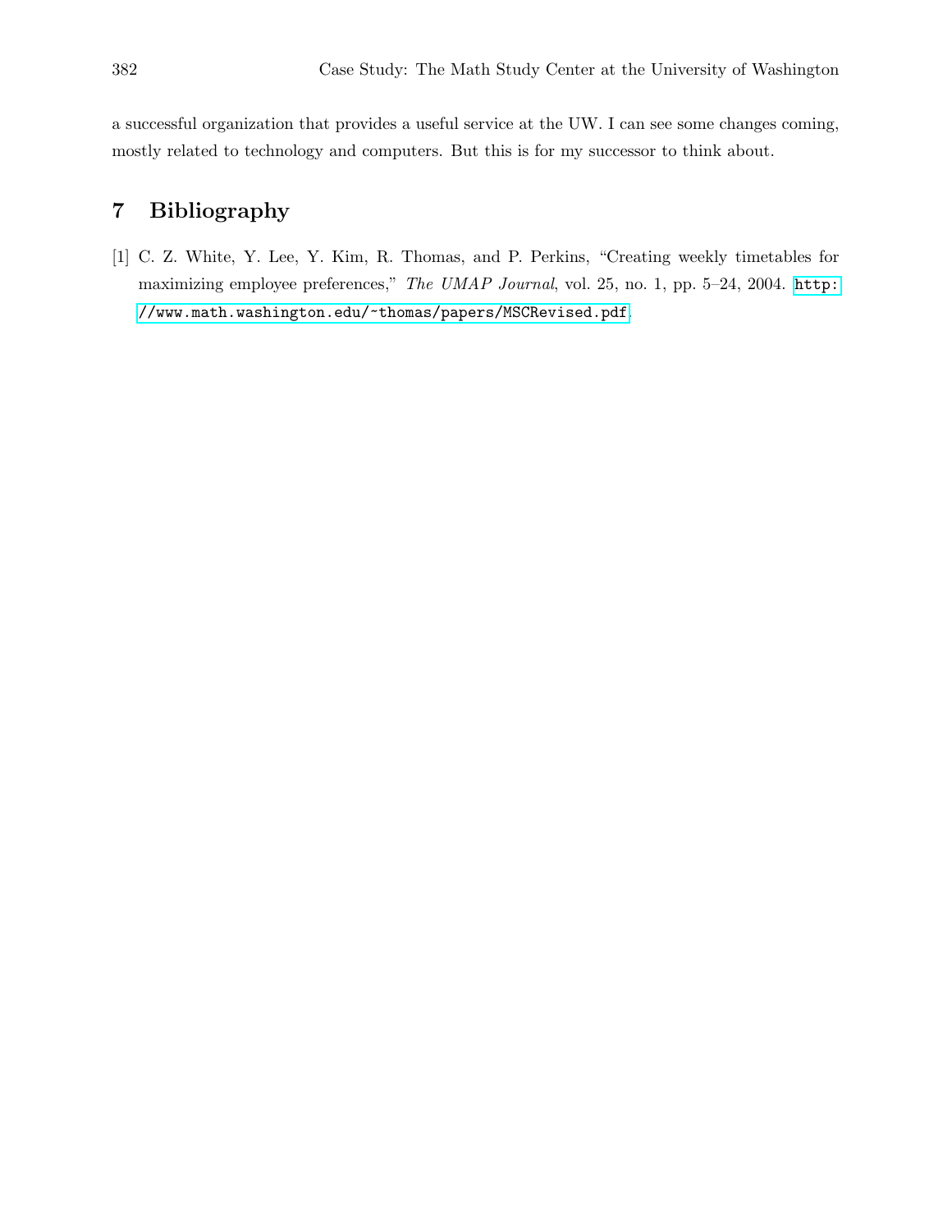a successful organization that provides a useful service at the UW. I can see some changes coming, mostly related to technology and computers. But this is for my successor to think about.

# 7 Bibliography

[1] C. Z. White, Y. Lee, Y. Kim, R. Thomas, and P. Perkins, "Creating weekly timetables for maximizing employee preferences," *The UMAP Journal*, vol. 25, no. 1, pp. 5–24, 2004. http://www.math.washington.edu/~thomas/papers/MSCRevised.pdf.